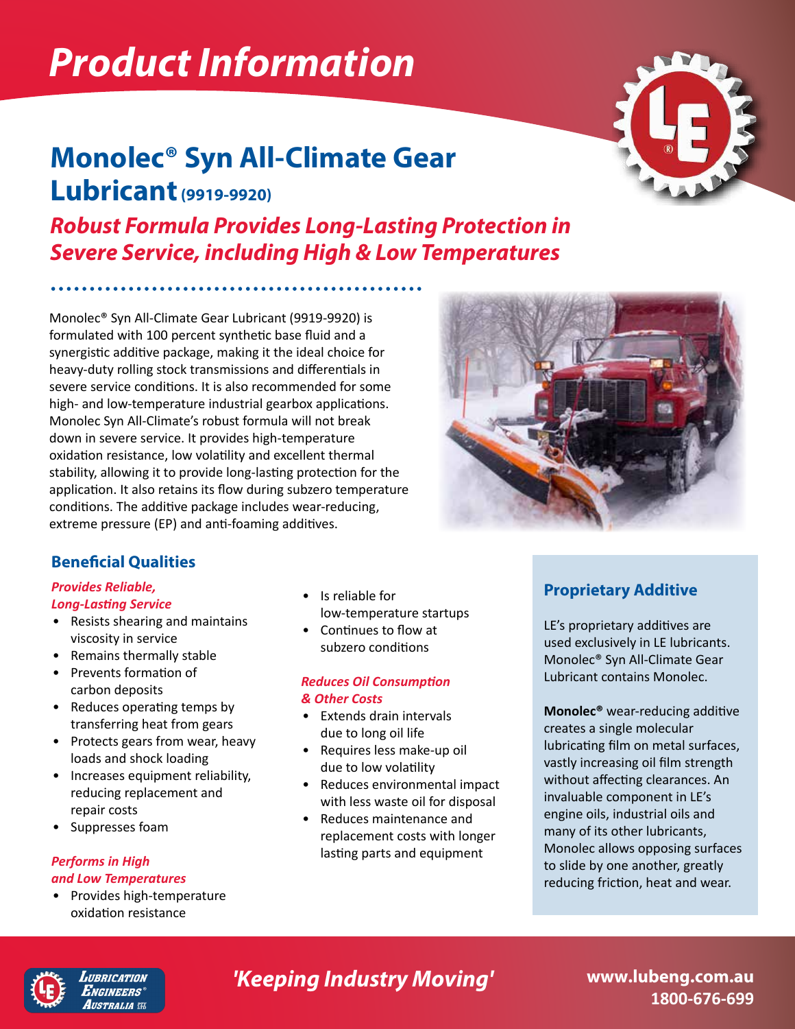# Product Information

## Monolec® Syn All-Climate Gear Lubricant (9919-9920)

### *Robust Formula Provides Long-Lasting Protection in Severe Service, including High & Low Temperatures*

Monolec® Syn All-Climate Gear Lubricant (9919-9920) is formulated with 100 percent synthetic base fluid and a synergistic additive package, making it the ideal choice for heavy-duty rolling stock transmissions and differentials in severe service conditions. It is also recommended for some high- and low-temperature industrial gearbox applications. Monolec Syn All-Climate's robust formula will not break down in severe service. It provides high-temperature oxidation resistance, low volatility and excellent thermal stability, allowing it to provide long-lasting protection for the application. It also retains its flow during subzero temperature conditions. The additive package includes wear-reducing, extreme pressure (EP) and anti-foaming additives.

### Beneficial Qualities

***Provides Reliable, Long-Lasting Service***

- Resists shearing and maintains viscosity in service
- Remains thermally stable
- Prevents formation of carbon deposits
- Reduces operating temps by transferring heat from gears
- Protects gears from wear, heavy loads and shock loading
- Increases equipment reliability, reducing replacement and repair costs
- Suppresses foam

***Performs in High and Low Temperatures***

- Provides high-temperature oxidation resistance
- Is reliable for low-temperature startups
- Continues to flow at subzero conditions

***Reduces Oil Consumption & Other Costs***

- Extends drain intervals due to long oil life
- Requires less make-up oil due to low volatility
- Reduces environmental impact with less waste oil for disposal
- Reduces maintenance and replacement costs with longer lasting parts and equipment

### Proprietary Additive

LE's proprietary additives are used exclusively in LE lubricants. Monolec® Syn All-Climate Gear Lubricant contains Monolec.

**Monolec®** wear-reducing additive creates a single molecular lubricating film on metal surfaces, vastly increasing oil film strength without affecting clearances. An invaluable component in LE's engine oils, industrial oils and many of its other lubricants, Monolec allows opposing surfaces to slide by one another, greatly reducing friction, heat and wear.

*'Keeping Industry Moving'*

www.lubeng.com.au
1800-676-699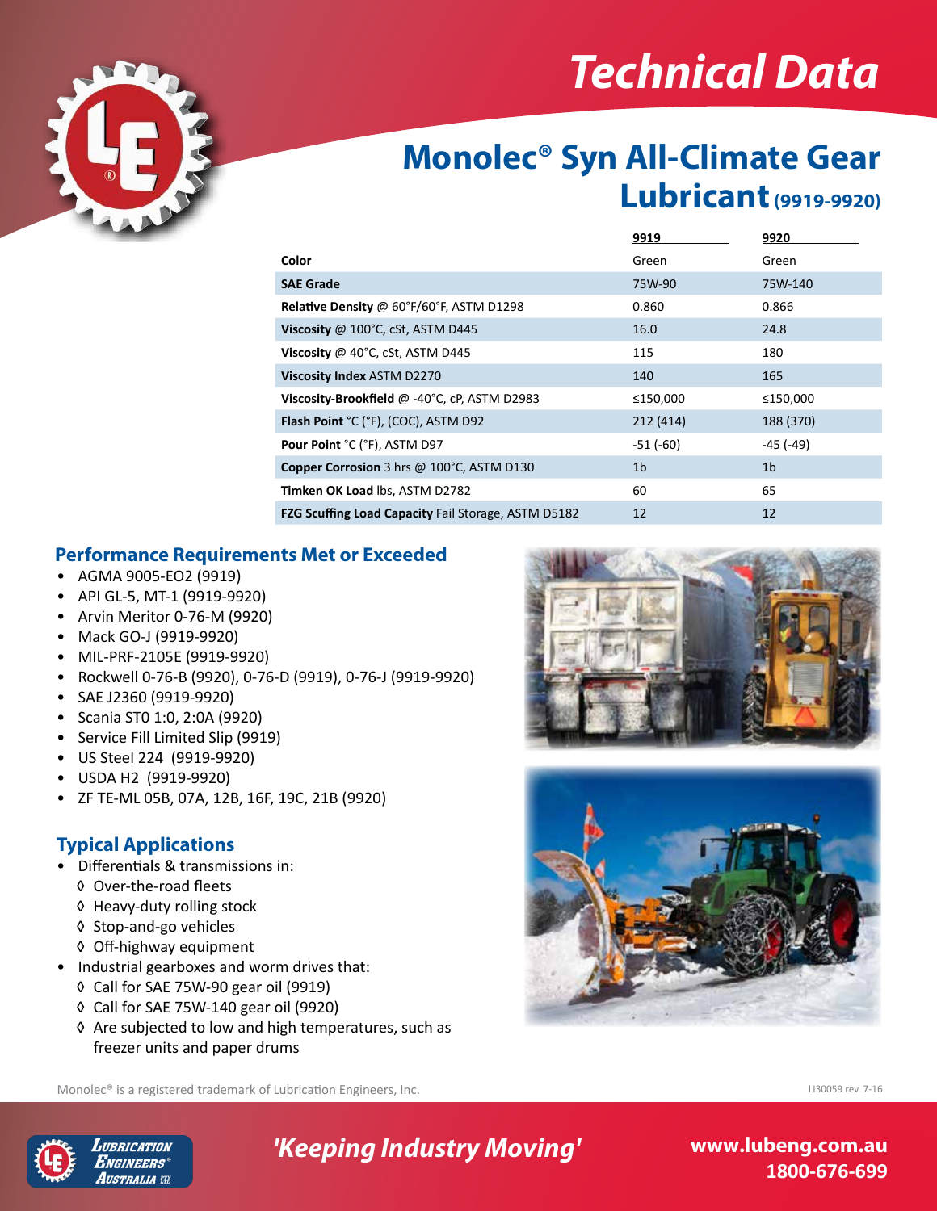# Technical Data

## Monolec® Syn All-Climate Gear Lubricant (9919-9920)

| | 9919 | 9920 |
|---|---|---|
| **Color** | Green | Green |
| **SAE Grade** | 75W-90 | 75W-140 |
| **Relative Density** @ 60°F/60°F, ASTM D1298 | 0.860 | 0.866 |
| **Viscosity** @ 100°C, cSt, ASTM D445 | 16.0 | 24.8 |
| **Viscosity** @ 40°C, cSt, ASTM D445 | 115 | 180 |
| **Viscosity Index** ASTM D2270 | 140 | 165 |
| **Viscosity-Brookfield** @ -40°C, cP, ASTM D2983 | ≤150,000 | ≤150,000 |
| **Flash Point** °C (°F), (COC), ASTM D92 | 212 (414) | 188 (370) |
| **Pour Point** °C (°F), ASTM D97 | -51 (-60) | -45 (-49) |
| **Copper Corrosion** 3 hrs @ 100°C, ASTM D130 | 1b | 1b |
| **Timken OK Load** lbs, ASTM D2782 | 60 | 65 |
| **FZG Scuffing Load Capacity** Fail Storage, ASTM D5182 | 12 | 12 |

### Performance Requirements Met or Exceeded

- AGMA 9005-EO2 (9919)
- API GL-5, MT-1 (9919-9920)
- Arvin Meritor 0-76-M (9920)
- Mack GO-J (9919-9920)
- MIL-PRF-2105E (9919-9920)
- Rockwell 0-76-B (9920), 0-76-D (9919), 0-76-J (9919-9920)
- SAE J2360 (9919-9920)
- Scania STO 1:0, 2:0A (9920)
- Service Fill Limited Slip (9919)
- US Steel 224 (9919-9920)
- USDA H2 (9919-9920)
- ZF TE-ML 05B, 07A, 12B, 16F, 19C, 21B (9920)

### Typical Applications

- Differentials & transmissions in:
  - ◊ Over-the-road fleets
  - ◊ Heavy-duty rolling stock
  - ◊ Stop-and-go vehicles
  - ◊ Off-highway equipment
- Industrial gearboxes and worm drives that:
  - ◊ Call for SAE 75W-90 gear oil (9919)
  - ◊ Call for SAE 75W-140 gear oil (9920)
  - ◊ Are subjected to low and high temperatures, such as freezer units and paper drums

Monolec® is a registered trademark of Lubrication Engineers, Inc.

LI30059 rev. 7-16

*'Keeping Industry Moving'*

**www.lubeng.com.au**
**1800-676-699**